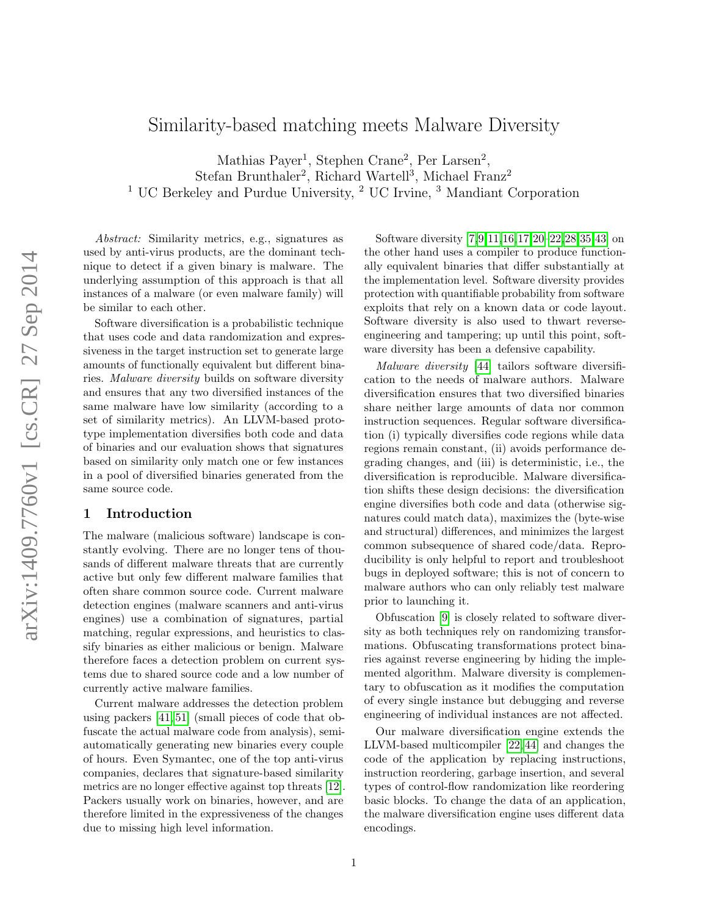# Similarity-based matching meets Malware Diversity

Mathias Payer[1], Stephen Crane[2], Per Larsen[2], Stefan Brunthaler[2], Richard Wartell[3], Michael Franz[2]

[1] UC Berkeley and Purdue University, [2] UC Irvine, [3] Mandiant Corporation

*Abstract:* Similarity metrics, e.g., signatures as used by anti-virus products, are the dominant technique to detect if a given binary is malware. The underlying assumption of this approach is that all instances of a malware (or even malware family) will be similar to each other.

Software diversification is a probabilistic technique that uses code and data randomization and expressiveness in the target instruction set to generate large amounts of functionally equivalent but different binaries. *Malware diversity* builds on software diversity and ensures that any two diversified instances of the same malware have low similarity (according to a set of similarity metrics). An LLVM-based prototype implementation diversifies both code and data of binaries and our evaluation shows that signatures based on similarity only match one or few instances in a pool of diversified binaries generated from the same source code.

## 1 Introduction

The malware (malicious software) landscape is constantly evolving. There are no longer tens of thousands of different malware threats that are currently active but only few different malware families that often share common source code. Current malware detection engines (malware scanners and anti-virus engines) use a combination of signatures, partial matching, regular expressions, and heuristics to classify binaries as either malicious or benign. Malware therefore faces a detection problem on current systems due to shared source code and a low number of currently active malware families.

Current malware addresses the detection problem using packers [41, 51] (small pieces of code that obfuscate the actual malware code from analysis), semi-automatically generating new binaries every couple of hours. Even Symantec, one of the top anti-virus companies, declares that signature-based similarity metrics are no longer effective against top threats [12]. Packers usually work on binaries, however, and are therefore limited in the expressiveness of the changes due to missing high level information.

Software diversity [7, 9, 11, 16, 17, 20–22, 28, 35, 43] on the other hand uses a compiler to produce functionally equivalent binaries that differ substantially at the implementation level. Software diversity provides protection with quantifiable probability from software exploits that rely on a known data or code layout. Software diversity is also used to thwart reverse-engineering and tampering; up until this point, software diversity has been a defensive capability.

*Malware diversity* [44] tailors software diversification to the needs of malware authors. Malware diversification ensures that two diversified binaries share neither large amounts of data nor common instruction sequences. Regular software diversification (i) typically diversifies code regions while data regions remain constant, (ii) avoids performance degrading changes, and (iii) is deterministic, i.e., the diversification is reproducible. Malware diversification shifts these design decisions: the diversification engine diversifies both code and data (otherwise signatures could match data), maximizes the (byte-wise and structural) differences, and minimizes the largest common subsequence of shared code/data. Reproducibility is only helpful to report and troubleshoot bugs in deployed software; this is not of concern to malware authors who can only reliably test malware prior to launching it.

Obfuscation [9] is closely related to software diversity as both techniques rely on randomizing transformations. Obfuscating transformations protect binaries against reverse engineering by hiding the implemented algorithm. Malware diversity is complementary to obfuscation as it modifies the computation of every single instance but debugging and reverse engineering of individual instances are not affected.

Our malware diversification engine extends the LLVM-based multicompiler [22, 44] and changes the code of the application by replacing instructions, instruction reordering, garbage insertion, and several types of control-flow randomization like reordering basic blocks. To change the data of an application, the malware diversification engine uses different data encodings.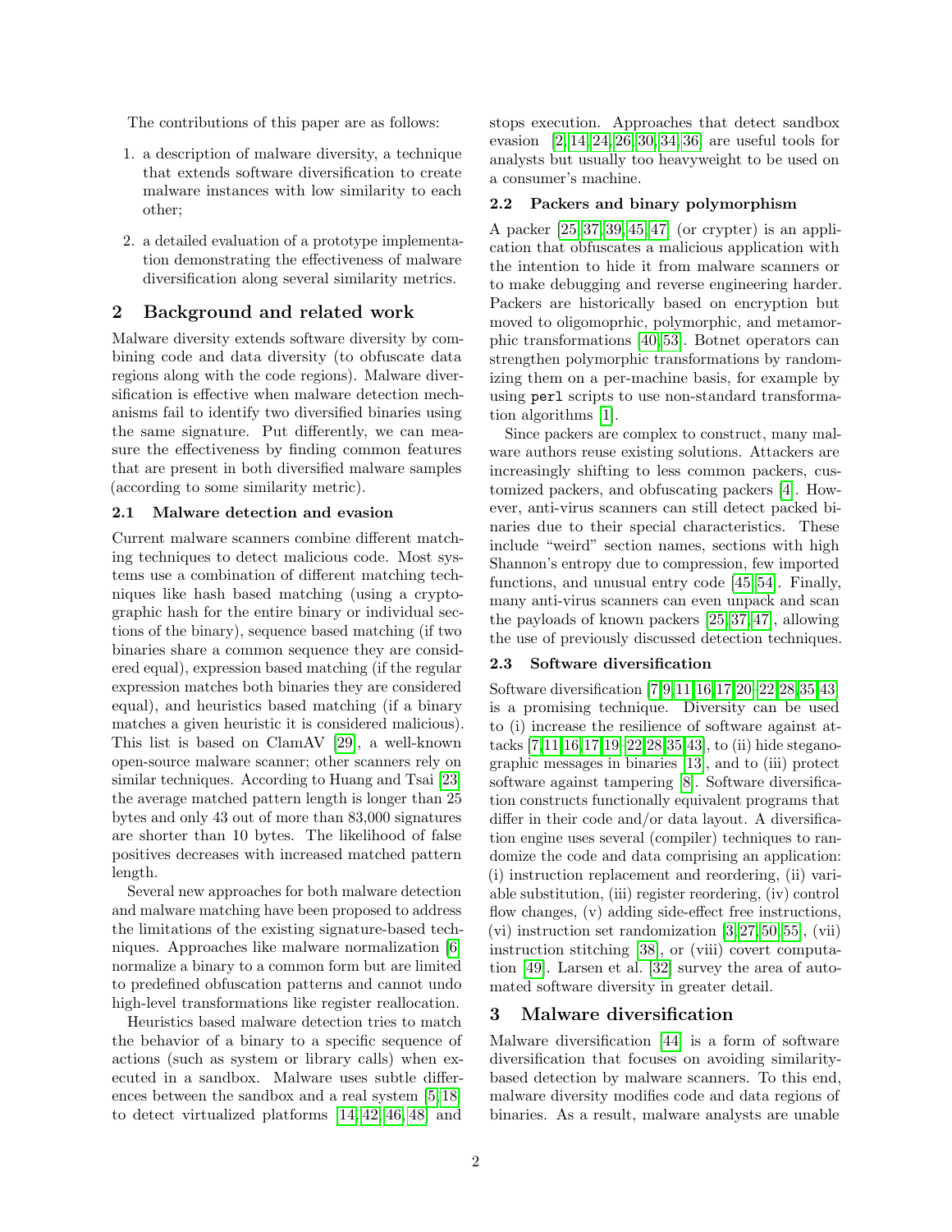The contributions of this paper are as follows:

1. a description of malware diversity, a technique that extends software diversification to create malware instances with low similarity to each other;
2. a detailed evaluation of a prototype implementation demonstrating the effectiveness of malware diversification along several similarity metrics.

## 2 Background and related work

Malware diversity extends software diversity by combining code and data diversity (to obfuscate data regions along with the code regions). Malware diversification is effective when malware detection mechanisms fail to identify two diversified binaries using the same signature. Put differently, we can measure the effectiveness by finding common features that are present in both diversified malware samples (according to some similarity metric).

### 2.1 Malware detection and evasion

Current malware scanners combine different matching techniques to detect malicious code. Most systems use a combination of different matching techniques like hash based matching (using a cryptographic hash for the entire binary or individual sections of the binary), sequence based matching (if two binaries share a common sequence they are considered equal), expression based matching (if the regular expression matches both binaries they are considered equal), and heuristics based matching (if a binary matches a given heuristic it is considered malicious). This list is based on ClamAV [29], a well-known open-source malware scanner; other scanners rely on similar techniques. According to Huang and Tsai [23] the average matched pattern length is longer than 25 bytes and only 43 out of more than 83,000 signatures are shorter than 10 bytes. The likelihood of false positives decreases with increased matched pattern length.

Several new approaches for both malware detection and malware matching have been proposed to address the limitations of the existing signature-based techniques. Approaches like malware normalization [6] normalize a binary to a common form but are limited to predefined obfuscation patterns and cannot undo high-level transformations like register reallocation.

Heuristics based malware detection tries to match the behavior of a binary to a specific sequence of actions (such as system or library calls) when executed in a sandbox. Malware uses subtle differences between the sandbox and a real system [5, 18] to detect virtualized platforms [14, 42, 46, 48] and stops execution. Approaches that detect sandbox evasion [2, 14, 24, 26, 30, 34, 36] are useful tools for analysts but usually too heavyweight to be used on a consumer's machine.

### 2.2 Packers and binary polymorphism

A packer [25, 37, 39, 45, 47] (or crypter) is an application that obfuscates a malicious application with the intention to hide it from malware scanners or to make debugging and reverse engineering harder. Packers are historically based on encryption but moved to oligomoprhic, polymorphic, and metamorphic transformations [40, 53]. Botnet operators can strengthen polymorphic transformations by randomizing them on a per-machine basis, for example by using `perl` scripts to use non-standard transformation algorithms [1].

Since packers are complex to construct, many malware authors reuse existing solutions. Attackers are increasingly shifting to less common packers, customized packers, and obfuscating packers [4]. However, anti-virus scanners can still detect packed binaries due to their special characteristics. These include "weird" section names, sections with high Shannon's entropy due to compression, few imported functions, and unusual entry code [45, 54]. Finally, many anti-virus scanners can even unpack and scan the payloads of known packers [25, 37, 47], allowing the use of previously discussed detection techniques.

### 2.3 Software diversification

Software diversification [7, 9, 11, 16, 17, 20–22, 28, 35, 43] is a promising technique. Diversity can be used to (i) increase the resilience of software against attacks [7, 11, 16, 17, 19–22, 28, 35, 43], to (ii) hide steganographic messages in binaries [13], and to (iii) protect software against tampering [8]. Software diversification constructs functionally equivalent programs that differ in their code and/or data layout. A diversification engine uses several (compiler) techniques to randomize the code and data comprising an application: (i) instruction replacement and reordering, (ii) variable substitution, (iii) register reordering, (iv) control flow changes, (v) adding side-effect free instructions, (vi) instruction set randomization [3, 27, 50, 55], (vii) instruction stitching [38], or (viii) covert computation [49]. Larsen et al. [32] survey the area of automated software diversity in greater detail.

## 3 Malware diversification

Malware diversification [44] is a form of software diversification that focuses on avoiding similarity-based detection by malware scanners. To this end, malware diversity modifies code and data regions of binaries. As a result, malware analysts are unable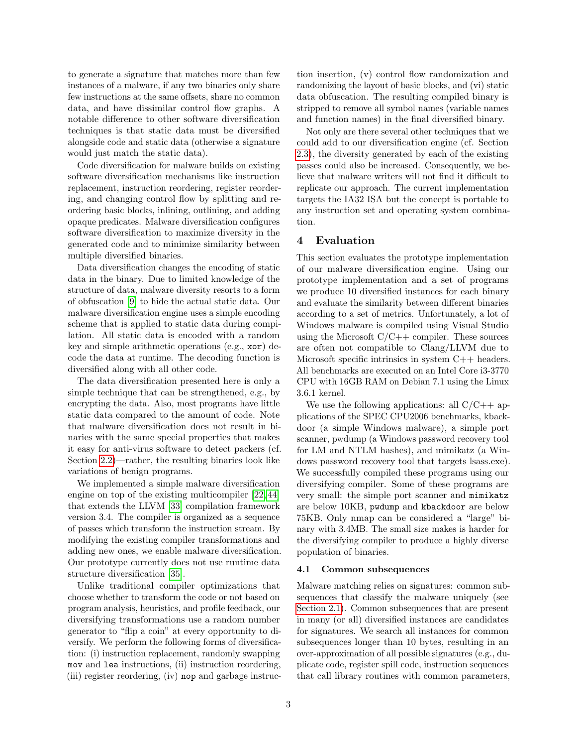to generate a signature that matches more than few instances of a malware, if any two binaries only share few instructions at the same offsets, share no common data, and have dissimilar control flow graphs. A notable difference to other software diversification techniques is that static data must be diversified alongside code and static data (otherwise a signature would just match the static data).

Code diversification for malware builds on existing software diversification mechanisms like instruction replacement, instruction reordering, register reordering, and changing control flow by splitting and reordering basic blocks, inlining, outlining, and adding opaque predicates. Malware diversification configures software diversification to maximize diversity in the generated code and to minimize similarity between multiple diversified binaries.

Data diversification changes the encoding of static data in the binary. Due to limited knowledge of the structure of data, malware diversity resorts to a form of obfuscation [9] to hide the actual static data. Our malware diversification engine uses a simple encoding scheme that is applied to static data during compilation. All static data is encoded with a random key and simple arithmetic operations (e.g., `xor`) decode the data at runtime. The decoding function is diversified along with all other code.

The data diversification presented here is only a simple technique that can be strengthened, e.g., by encrypting the data. Also, most programs have little static data compared to the amount of code. Note that malware diversification does not result in binaries with the same special properties that makes it easy for anti-virus software to detect packers (cf. Section 2.2)—rather, the resulting binaries look like variations of benign programs.

We implemented a simple malware diversification engine on top of the existing multicompiler [22, 44] that extends the LLVM [33] compilation framework version 3.4. The compiler is organized as a sequence of passes which transform the instruction stream. By modifying the existing compiler transformations and adding new ones, we enable malware diversification. Our prototype currently does not use runtime data structure diversification [35].

Unlike traditional compiler optimizations that choose whether to transform the code or not based on program analysis, heuristics, and profile feedback, our diversifying transformations use a random number generator to "flip a coin" at every opportunity to diversify. We perform the following forms of diversification: (i) instruction replacement, randomly swapping `mov` and `lea` instructions, (ii) instruction reordering, (iii) register reordering, (iv) `nop` and garbage instruction insertion, (v) control flow randomization and randomizing the layout of basic blocks, and (vi) static data obfuscation. The resulting compiled binary is stripped to remove all symbol names (variable names and function names) in the final diversified binary.

Not only are there several other techniques that we could add to our diversification engine (cf. Section 2.3), the diversity generated by each of the existing passes could also be increased. Consequently, we believe that malware writers will not find it difficult to replicate our approach. The current implementation targets the IA32 ISA but the concept is portable to any instruction set and operating system combination.

## 4 Evaluation

This section evaluates the prototype implementation of our malware diversification engine. Using our prototype implementation and a set of programs we produce 10 diversified instances for each binary and evaluate the similarity between different binaries according to a set of metrics. Unfortunately, a lot of Windows malware is compiled using Visual Studio using the Microsoft C/C++ compiler. These sources are often not compatible to Clang/LLVM due to Microsoft specific intrinsics in system C++ headers. All benchmarks are executed on an Intel Core i3-3770 CPU with 16GB RAM on Debian 7.1 using the Linux 3.6.1 kernel.

We use the following applications: all C/C++ applications of the SPEC CPU2006 benchmarks, kbackdoor (a simple Windows malware), a simple port scanner, pwdump (a Windows password recovery tool for LM and NTLM hashes), and mimikatz (a Windows password recovery tool that targets lsass.exe). We successfully compiled these programs using our diversifying compiler. Some of these programs are very small: the simple port scanner and `mimikatz` are below 10KB, `pwdump` and `kbackdoor` are below 75KB. Only nmap can be considered a "large" binary with 3.4MB. The small size makes is harder for the diversifying compiler to produce a highly diverse population of binaries.

### 4.1 Common subsequences

Malware matching relies on signatures: common subsequences that classify the malware uniquely (see Section 2.1). Common subsequences that are present in many (or all) diversified instances are candidates for signatures. We search all instances for common subsequences longer than 10 bytes, resulting in an over-approximation of all possible signatures (e.g., duplicate code, register spill code, instruction sequences that call library routines with common parameters,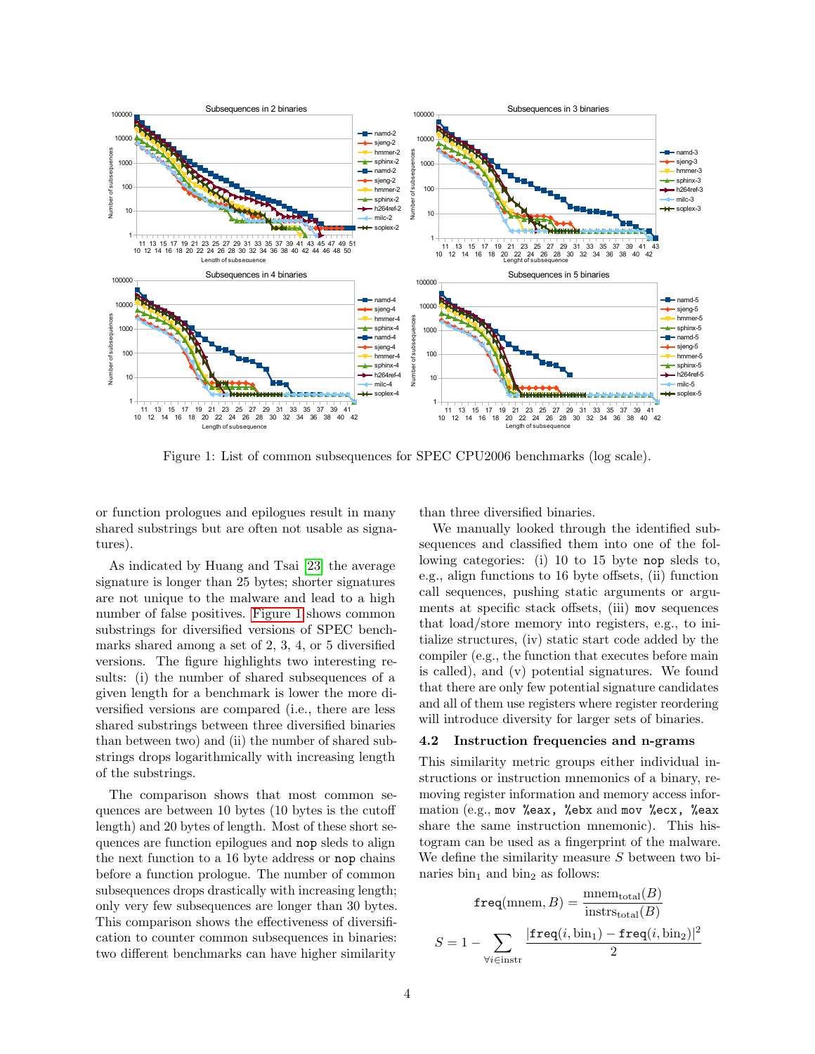Figure 1: List of common subsequences for SPEC CPU2006 benchmarks (log scale).

or function prologues and epilogues result in many shared substrings but are often not usable as signatures).

As indicated by Huang and Tsai [23] the average signature is longer than 25 bytes; shorter signatures are not unique to the malware and lead to a high number of false positives. Figure 1 shows common substrings for diversified versions of SPEC benchmarks shared among a set of 2, 3, 4, or 5 diversified versions. The figure highlights two interesting results: (i) the number of shared subsequences of a given length for a benchmark is lower the more diversified versions are compared (i.e., there are less shared substrings between three diversified binaries than between two) and (ii) the number of shared substrings drops logarithmically with increasing length of the substrings.

The comparison shows that most common sequences are between 10 bytes (10 bytes is the cutoff length) and 20 bytes of length. Most of these short sequences are function epilogues and `nop` sleds to align the next function to a 16 byte address or `nop` chains before a function prologue. The number of common subsequences drops drastically with increasing length; only very few subsequences are longer than 30 bytes. This comparison shows the effectiveness of diversification to counter common subsequences in binaries: two different benchmarks can have higher similarity than three diversified binaries.

We manually looked through the identified subsequences and classified them into one of the following categories: (i) 10 to 15 byte `nop` sleds to, e.g., align functions to 16 byte offsets, (ii) function call sequences, pushing static arguments or arguments at specific stack offsets, (iii) `mov` sequences that load/store memory into registers, e.g., to initialize structures, (iv) static start code added by the compiler (e.g., the function that executes before main is called), and (v) potential signatures. We found that there are only few potential signature candidates and all of them use registers where register reordering will introduce diversity for larger sets of binaries.

### 4.2 Instruction frequencies and n-grams

This similarity metric groups either individual instructions or instruction mnemonics of a binary, removing register information and memory access information (e.g., `mov %eax, %ebx` and `mov %ecx, %eax` share the same instruction mnemonic). This histogram can be used as a fingerprint of the malware. We define the similarity measure $S$ between two binaries $\text{bin}_1$ and $\text{bin}_2$ as follows:

$$\texttt{freq}(\text{mnem}, B) = \frac{\text{mnem}_{\text{total}}(B)}{\text{instrs}_{\text{total}}(B)}$$

$$S = 1 - \sum_{\forall i \in \text{instr}} \frac{|\texttt{freq}(i, \text{bin}_1) - \texttt{freq}(i, \text{bin}_2)|^2}{2}$$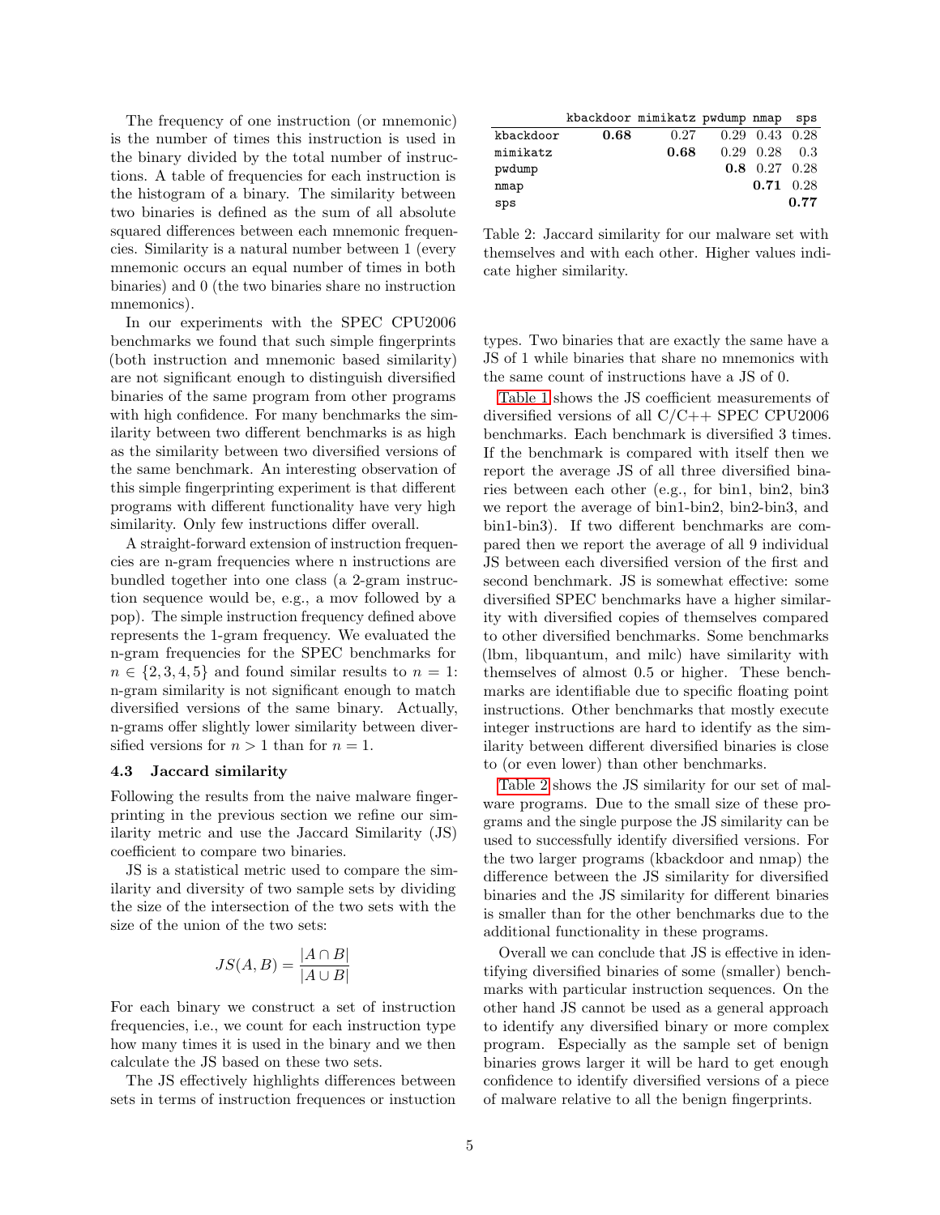The frequency of one instruction (or mnemonic) is the number of times this instruction is used in the binary divided by the total number of instructions. A table of frequencies for each instruction is the histogram of a binary. The similarity between two binaries is defined as the sum of all absolute squared differences between each mnemonic frequencies. Similarity is a natural number between 1 (every mnemonic occurs an equal number of times in both binaries) and 0 (the two binaries share no instruction mnemonics).

In our experiments with the SPEC CPU2006 benchmarks we found that such simple fingerprints (both instruction and mnemonic based similarity) are not significant enough to distinguish diversified binaries of the same program from other programs with high confidence. For many benchmarks the similarity between two different benchmarks is as high as the similarity between two diversified versions of the same benchmark. An interesting observation of this simple fingerprinting experiment is that different programs with different functionality have very high similarity. Only few instructions differ overall.

A straight-forward extension of instruction frequencies are n-gram frequencies where n instructions are bundled together into one class (a 2-gram instruction sequence would be, e.g., a mov followed by a pop). The simple instruction frequency defined above represents the 1-gram frequency. We evaluated the n-gram frequencies for the SPEC benchmarks for $n \in \{2, 3, 4, 5\}$ and found similar results to $n = 1$: n-gram similarity is not significant enough to match diversified versions of the same binary. Actually, n-grams offer slightly lower similarity between diversified versions for $n > 1$ than for $n = 1$.

### 4.3 Jaccard similarity

Following the results from the naive malware fingerprinting in the previous section we refine our similarity metric and use the Jaccard Similarity (JS) coefficient to compare two binaries.

JS is a statistical metric used to compare the similarity and diversity of two sample sets by dividing the size of the intersection of the two sets with the size of the union of the two sets:

$$JS(A, B) = \frac{|A \cap B|}{|A \cup B|}$$

For each binary we construct a set of instruction frequencies, i.e., we count for each instruction type how many times it is used in the binary and we then calculate the JS based on these two sets.

The JS effectively highlights differences between sets in terms of instruction frequences or instuction types. Two binaries that are exactly the same have a JS of 1 while binaries that share no mnemonics with the same count of instructions have a JS of 0.

| | kbackdoor | mimikatz | pwdump | nmap | sps |
|---|---|---|---|---|---|
| kbackdoor | **0.68** | 0.27 | 0.29 | 0.43 | 0.28 |
| mimikatz | | **0.68** | 0.29 | 0.28 | 0.3 |
| pwdump | | | **0.8** | 0.27 | 0.28 |
| nmap | | | | **0.71** | 0.28 |
| sps | | | | | **0.77** |

Table 2: Jaccard similarity for our malware set with themselves and with each other. Higher values indicate higher similarity.

Table 1 shows the JS coefficient measurements of diversified versions of all C/C++ SPEC CPU2006 benchmarks. Each benchmark is diversified 3 times. If the benchmark is compared with itself then we report the average JS of all three diversified binaries between each other (e.g., for bin1, bin2, bin3 we report the average of bin1-bin2, bin2-bin3, and bin1-bin3). If two different benchmarks are compared then we report the average of all 9 individual JS between each diversified version of the first and second benchmark. JS is somewhat effective: some diversified SPEC benchmarks have a higher similarity with diversified copies of themselves compared to other diversified benchmarks. Some benchmarks (lbm, libquantum, and milc) have similarity with themselves of almost 0.5 or higher. These benchmarks are identifiable due to specific floating point instructions. Other benchmarks that mostly execute integer instructions are hard to identify as the similarity between different diversified binaries is close to (or even lower) than other benchmarks.

Table 2 shows the JS similarity for our set of malware programs. Due to the small size of these programs and the single purpose the JS similarity can be used to successfully identify diversified versions. For the two larger programs (kbackdoor and nmap) the difference between the JS similarity for diversified binaries and the JS similarity for different binaries is smaller than for the other benchmarks due to the additional functionality in these programs.

Overall we can conclude that JS is effective in identifying diversified binaries of some (smaller) benchmarks with particular instruction sequences. On the other hand JS cannot be used as a general approach to identify any diversified binary or more complex program. Especially as the sample set of benign binaries grows larger it will be hard to get enough confidence to identify diversified versions of a piece of malware relative to all the benign fingerprints.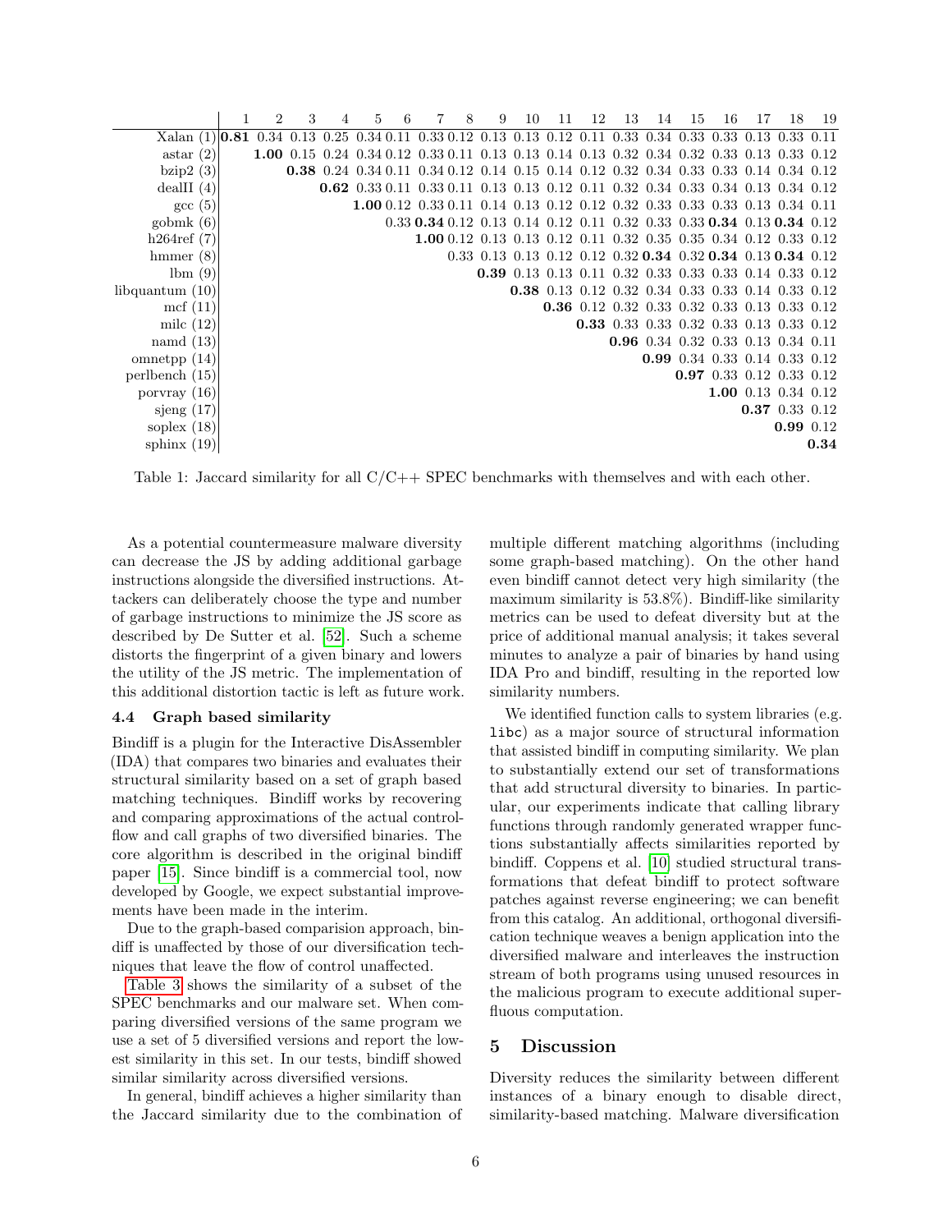| | 1 | 2 | 3 | 4 | 5 | 6 | 7 | 8 | 9 | 10 | 11 | 12 | 13 | 14 | 15 | 16 | 17 | 18 | 19 |
|---|---|---|---|---|---|---|---|---|---|---|---|---|---|---|---|---|---|---|---|
| Xalan (1) | **0.81** | 0.34 | 0.13 | 0.25 | 0.34 | 0.11 | 0.33 | 0.12 | 0.13 | 0.13 | 0.12 | 0.11 | 0.33 | 0.34 | 0.33 | 0.33 | 0.13 | 0.33 | 0.11 |
| astar (2) | | **1.00** | 0.15 | 0.24 | 0.34 | 0.12 | 0.33 | 0.11 | 0.13 | 0.13 | 0.14 | 0.13 | 0.32 | 0.34 | 0.32 | 0.33 | 0.13 | 0.33 | 0.12 |
| bzip2 (3) | | | **0.38** | 0.24 | 0.34 | 0.11 | 0.34 | 0.12 | 0.14 | 0.15 | 0.14 | 0.12 | 0.32 | 0.34 | 0.33 | 0.33 | 0.14 | 0.34 | 0.12 |
| dealII (4) | | | | **0.62** | 0.33 | 0.11 | 0.33 | 0.11 | 0.13 | 0.13 | 0.12 | 0.11 | 0.32 | 0.34 | 0.33 | 0.34 | 0.13 | 0.34 | 0.12 |
| gcc (5) | | | | | **1.00** | 0.12 | 0.33 | 0.11 | 0.14 | 0.13 | 0.12 | 0.12 | 0.32 | 0.33 | 0.33 | 0.33 | 0.13 | 0.34 | 0.11 |
| gobmk (6) | | | | | | 0.33 | **0.34** | 0.12 | 0.13 | 0.14 | 0.12 | 0.11 | 0.32 | 0.33 | 0.33 | **0.34** | 0.13 | **0.34** | 0.12 |
| h264ref (7) | | | | | | | **1.00** | 0.12 | 0.13 | 0.13 | 0.12 | 0.11 | 0.32 | 0.35 | 0.35 | 0.34 | 0.12 | 0.33 | 0.12 |
| hmmer (8) | | | | | | | | 0.33 | 0.13 | 0.13 | 0.12 | 0.12 | 0.32 | **0.34** | 0.32 | **0.34** | 0.13 | **0.34** | 0.12 |
| lbm (9) | | | | | | | | | **0.39** | 0.13 | 0.13 | 0.11 | 0.32 | 0.33 | 0.33 | 0.33 | 0.14 | 0.33 | 0.12 |
| libquantum (10) | | | | | | | | | | **0.38** | 0.13 | 0.12 | 0.32 | 0.34 | 0.33 | 0.33 | 0.14 | 0.33 | 0.12 |
| mcf (11) | | | | | | | | | | | **0.36** | 0.12 | 0.32 | 0.33 | 0.32 | 0.33 | 0.13 | 0.33 | 0.12 |
| milc (12) | | | | | | | | | | | | **0.33** | 0.33 | 0.33 | 0.32 | 0.33 | 0.13 | 0.33 | 0.12 |
| namd (13) | | | | | | | | | | | | | **0.96** | 0.34 | 0.32 | 0.33 | 0.13 | 0.34 | 0.11 |
| omnetpp (14) | | | | | | | | | | | | | | **0.99** | 0.34 | 0.33 | 0.14 | 0.33 | 0.12 |
| perlbench (15) | | | | | | | | | | | | | | | **0.97** | 0.33 | 0.12 | 0.33 | 0.12 |
| porvray (16) | | | | | | | | | | | | | | | | **1.00** | 0.13 | 0.34 | 0.12 |
| sjeng (17) | | | | | | | | | | | | | | | | | **0.37** | 0.33 | 0.12 |
| soplex (18) | | | | | | | | | | | | | | | | | | **0.99** | 0.12 |
| sphinx (19) | | | | | | | | | | | | | | | | | | | **0.34** |

Table 1: Jaccard similarity for all C/C++ SPEC benchmarks with themselves and with each other.

As a potential countermeasure malware diversity can decrease the JS by adding additional garbage instructions alongside the diversified instructions. Attackers can deliberately choose the type and number of garbage instructions to minimize the JS score as described by De Sutter et al. [52]. Such a scheme distorts the fingerprint of a given binary and lowers the utility of the JS metric. The implementation of this additional distortion tactic is left as future work.

### 4.4 Graph based similarity

Bindiff is a plugin for the Interactive DisAssembler (IDA) that compares two binaries and evaluates their structural similarity based on a set of graph based matching techniques. Bindiff works by recovering and comparing approximations of the actual control-flow and call graphs of two diversified binaries. The core algorithm is described in the original bindiff paper [15]. Since bindiff is a commercial tool, now developed by Google, we expect substantial improvements have been made in the interim.

Due to the graph-based comparision approach, bindiff is unaffected by those of our diversification techniques that leave the flow of control unaffected.

Table 3 shows the similarity of a subset of the SPEC benchmarks and our malware set. When comparing diversified versions of the same program we use a set of 5 diversified versions and report the lowest similarity in this set. In our tests, bindiff showed similar similarity across diversified versions.

In general, bindiff achieves a higher similarity than the Jaccard similarity due to the combination of multiple different matching algorithms (including some graph-based matching). On the other hand even bindiff cannot detect very high similarity (the maximum similarity is 53.8%). Bindiff-like similarity metrics can be used to defeat diversity but at the price of additional manual analysis; it takes several minutes to analyze a pair of binaries by hand using IDA Pro and bindiff, resulting in the reported low similarity numbers.

We identified function calls to system libraries (e.g. libc) as a major source of structural information that assisted bindiff in computing similarity. We plan to substantially extend our set of transformations that add structural diversity to binaries. In particular, our experiments indicate that calling library functions through randomly generated wrapper functions substantially affects similarities reported by bindiff. Coppens et al. [10] studied structural transformations that defeat bindiff to protect software patches against reverse engineering; we can benefit from this catalog. An additional, orthogonal diversification technique weaves a benign application into the diversified malware and interleaves the instruction stream of both programs using unused resources in the malicious program to execute additional superfluous computation.

## 5 Discussion

Diversity reduces the similarity between different instances of a binary enough to disable direct, similarity-based matching. Malware diversification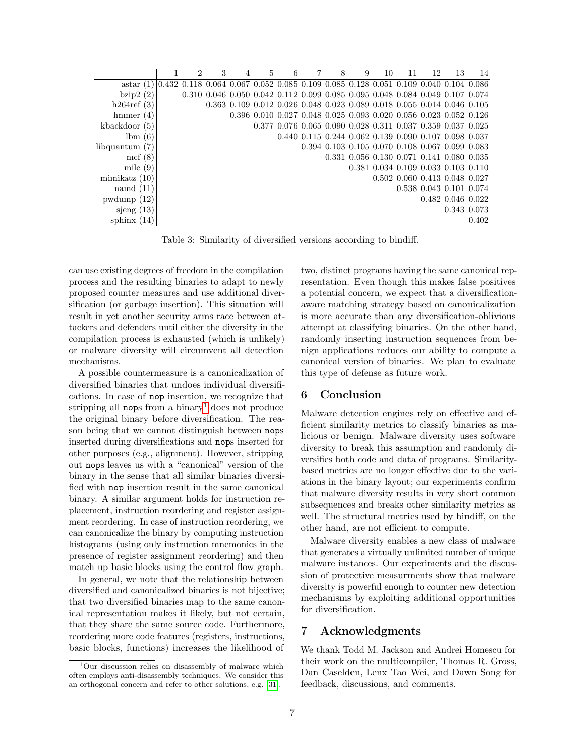| | 1 | 2 | 3 | 4 | 5 | 6 | 7 | 8 | 9 | 10 | 11 | 12 | 13 | 14 |
|---|---|---|---|---|---|---|---|---|---|---|---|---|---|---|
| astar (1) | 0.432 | 0.118 | 0.064 | 0.067 | 0.052 | 0.085 | 0.109 | 0.085 | 0.128 | 0.051 | 0.109 | 0.040 | 0.104 | 0.086 |
| bzip2 (2) | | 0.310 | 0.046 | 0.050 | 0.042 | 0.112 | 0.099 | 0.085 | 0.095 | 0.048 | 0.084 | 0.049 | 0.107 | 0.074 |
| h264ref (3) | | | 0.363 | 0.109 | 0.012 | 0.026 | 0.048 | 0.023 | 0.089 | 0.018 | 0.055 | 0.014 | 0.046 | 0.105 |
| hmmer (4) | | | | 0.396 | 0.010 | 0.027 | 0.048 | 0.025 | 0.093 | 0.020 | 0.056 | 0.023 | 0.052 | 0.126 |
| kbackdoor (5) | | | | | 0.377 | 0.076 | 0.065 | 0.090 | 0.028 | 0.311 | 0.037 | 0.359 | 0.037 | 0.025 |
| lbm (6) | | | | | | 0.440 | 0.115 | 0.244 | 0.062 | 0.139 | 0.090 | 0.107 | 0.098 | 0.037 |
| libquantum (7) | | | | | | | 0.394 | 0.103 | 0.105 | 0.070 | 0.108 | 0.067 | 0.099 | 0.083 |
| mcf (8) | | | | | | | | 0.331 | 0.056 | 0.130 | 0.071 | 0.141 | 0.080 | 0.035 |
| milc (9) | | | | | | | | | 0.381 | 0.034 | 0.109 | 0.033 | 0.103 | 0.110 |
| mimikatz (10) | | | | | | | | | | 0.502 | 0.060 | 0.413 | 0.048 | 0.027 |
| namd (11) | | | | | | | | | | | 0.538 | 0.043 | 0.101 | 0.074 |
| pwdump (12) | | | | | | | | | | | | 0.482 | 0.046 | 0.022 |
| sjeng (13) | | | | | | | | | | | | | 0.343 | 0.073 |
| sphinx (14) | | | | | | | | | | | | | | 0.402 |

Table 3: Similarity of diversified versions according to bindiff.

can use existing degrees of freedom in the compilation process and the resulting binaries to adapt to newly proposed counter measures and use additional diversification (or garbage insertion). This situation will result in yet another security arms race between attackers and defenders until either the diversity in the compilation process is exhausted (which is unlikely) or malware diversity will circumvent all detection mechanisms.

A possible countermeasure is a canonicalization of diversified binaries that undoes individual diversifications. In case of nop insertion, we recognize that stripping all nops from a binary[1] does not produce the original binary before diversification. The reason being that we cannot distinguish between nops inserted during diversifications and nops inserted for other purposes (e.g., alignment). However, stripping out nops leaves us with a "canonical" version of the binary in the sense that all similar binaries diversified with nop insertion result in the same canonical binary. A similar argument holds for instruction replacement, instruction reordering and register assignment reordering. In case of instruction reordering, we can canonicalize the binary by computing instruction histograms (using only instruction mnemonics in the presence of register assignment reordering) and then match up basic blocks using the control flow graph.

In general, we note that the relationship between diversified and canonicalized binaries is not bijective; that two diversified binaries map to the same canonical representation makes it likely, but not certain, that they share the same source code. Furthermore, reordering more code features (registers, instructions, basic blocks, functions) increases the likelihood of two, distinct programs having the same canonical representation. Even though this makes false positives a potential concern, we expect that a diversification-aware matching strategy based on canonicalization is more accurate than any diversification-oblivious attempt at classifying binaries. On the other hand, randomly inserting instruction sequences from benign applications reduces our ability to compute a canonical version of binaries. We plan to evaluate this type of defense as future work.

[1] Our discussion relies on disassembly of malware which often employs anti-disassembly techniques. We consider this an orthogonal concern and refer to other solutions, e.g. [31].

## 6 Conclusion

Malware detection engines rely on effective and efficient similarity metrics to classify binaries as malicious or benign. Malware diversity uses software diversity to break this assumption and randomly diversifies both code and data of programs. Similarity-based metrics are no longer effective due to the variations in the binary layout; our experiments confirm that malware diversity results in very short common subsequences and breaks other similarity metrics as well. The structural metrics used by bindiff, on the other hand, are not efficient to compute.

Malware diversity enables a new class of malware that generates a virtually unlimited number of unique malware instances. Our experiments and the discussion of protective measurments show that malware diversity is powerful enough to counter new detection mechanisms by exploiting additional opportunities for diversification.

## 7 Acknowledgments

We thank Todd M. Jackson and Andrei Homescu for their work on the multicompiler, Thomas R. Gross, Dan Caselden, Lenx Tao Wei, and Dawn Song for feedback, discussions, and comments.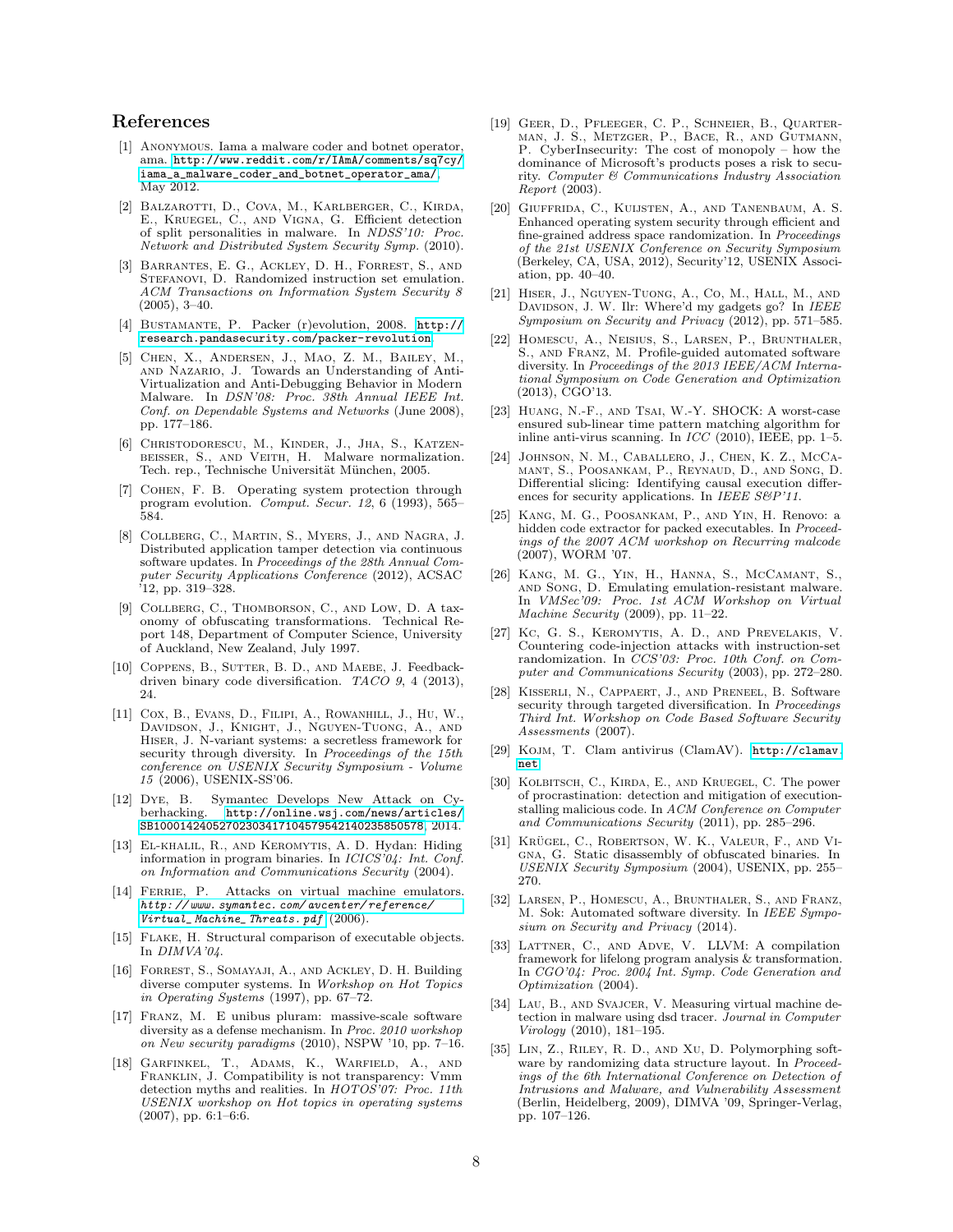## References

[1] Anonymous. Iama a malware coder and botnet operator, ama. http://www.reddit.com/r/IAmA/comments/sq7cy/iama_a_malware_coder_and_botnet_operator_ama/, May 2012.

[2] Balzarotti, D., Cova, M., Karlberger, C., Kirda, E., Kruegel, C., and Vigna, G. Efficient detection of split personalities in malware. In *NDSS'10: Proc. Network and Distributed System Security Symp.* (2010).

[3] Barrantes, E. G., Ackley, D. H., Forrest, S., and Stefanovi, D. Randomized instruction set emulation. *ACM Transactions on Information System Security 8* (2005), 3–40.

[4] Bustamante, P. Packer (r)evolution, 2008. http://research.pandasecurity.com/packer-revolution.

[5] Chen, X., Andersen, J., Mao, Z. M., Bailey, M., and Nazario, J. Towards an Understanding of Anti-Virtualization and Anti-Debugging Behavior in Modern Malware. In *DSN'08: Proc. 38th Annual IEEE Int. Conf. on Dependable Systems and Networks* (June 2008), pp. 177–186.

[6] Christodorescu, M., Kinder, J., Jha, S., Katzenbeisser, S., and Veith, H. Malware normalization. Tech. rep., Technische Universität München, 2005.

[7] Cohen, F. B. Operating system protection through program evolution. *Comput. Secur. 12*, 6 (1993), 565–584.

[8] Collberg, C., Martin, S., Myers, J., and Nagra, J. Distributed application tamper detection via continuous software updates. In *Proceedings of the 28th Annual Computer Security Applications Conference* (2012), ACSAC '12, pp. 319–328.

[9] Collberg, C., Thomborson, C., and Low, D. A taxonomy of obfuscating transformations. Technical Report 148, Department of Computer Science, University of Auckland, New Zealand, July 1997.

[10] Coppens, B., Sutter, B. D., and Maebe, J. Feedback-driven binary code diversification. *TACO 9*, 4 (2013), 24.

[11] Cox, B., Evans, D., Filipi, A., Rowanhill, J., Hu, W., Davidson, J., Knight, J., Nguyen-Tuong, A., and Hiser, J. N-variant systems: a secretless framework for security through diversity. In *Proceedings of the 15th conference on USENIX Security Symposium - Volume 15* (2006), USENIX-SS'06.

[12] Dye, B. Symantec Develops New Attack on Cyberhacking. http://online.wsj.com/news/articles/SB10001424052702303417104579542140235850578, 2014.

[13] El-khalil, R., and Keromytis, A. D. Hydan: Hiding information in program binaries. In *ICICS'04: Int. Conf. on Information and Communications Security* (2004).

[14] Ferrie, P. Attacks on virtual machine emulators. *http://www.symantec.com/avcenter/reference/Virtual_Machine_Threats.pdf* (2006).

[15] Flake, H. Structural comparison of executable objects. In *DIMVA'04*.

[16] Forrest, S., Somayaji, A., and Ackley, D. H. Building diverse computer systems. In *Workshop on Hot Topics in Operating Systems* (1997), pp. 67–72.

[17] Franz, M. E unibus pluram: massive-scale software diversity as a defense mechanism. In *Proc. 2010 workshop on New security paradigms* (2010), NSPW '10, pp. 7–16.

[18] Garfinkel, T., Adams, K., Warfield, A., and Franklin, J. Compatibility is not transparency: Vmm detection myths and realities. In *HOTOS'07: Proc. 11th USENIX workshop on Hot topics in operating systems* (2007), pp. 6:1–6:6.

[19] Geer, D., Pfleeger, C. P., Schneier, B., Quarterman, J. S., Metzger, P., Bace, R., and Gutmann, P. CyberInsecurity: The cost of monopoly – how the dominance of Microsoft's products poses a risk to security. *Computer & Communications Industry Association Report* (2003).

[20] Giuffrida, C., Kuijsten, A., and Tanenbaum, A. S. Enhanced operating system security through efficient and fine-grained address space randomization. In *Proceedings of the 21st USENIX Conference on Security Symposium* (Berkeley, CA, USA, 2012), Security'12, USENIX Association, pp. 40–40.

[21] Hiser, J., Nguyen-Tuong, A., Co, M., Hall, M., and Davidson, J. W. Ilr: Where'd my gadgets go? In *IEEE Symposium on Security and Privacy* (2012), pp. 571–585.

[22] Homescu, A., Neisius, S., Larsen, P., Brunthaler, S., and Franz, M. Profile-guided automated software diversity. In *Proceedings of the 2013 IEEE/ACM International Symposium on Code Generation and Optimization* (2013), CGO'13.

[23] Huang, N.-F., and Tsai, W.-Y. SHOCK: A worst-case ensured sub-linear time pattern matching algorithm for inline anti-virus scanning. In *ICC* (2010), IEEE, pp. 1–5.

[24] Johnson, N. M., Caballero, J., Chen, K. Z., McCamant, S., Poosankam, P., Reynaud, D., and Song, D. Differential slicing: Identifying causal execution differences for security applications. In *IEEE S&P'11*.

[25] Kang, M. G., Poosankam, P., and Yin, H. Renovo: a hidden code extractor for packed executables. In *Proceedings of the 2007 ACM workshop on Recurring malcode* (2007), WORM '07.

[26] Kang, M. G., Yin, H., Hanna, S., McCamant, S., and Song, D. Emulating emulation-resistant malware. In *VMSec'09: Proc. 1st ACM Workshop on Virtual Machine Security* (2009), pp. 11–22.

[27] Kc, G. S., Keromytis, A. D., and Prevelakis, V. Countering code-injection attacks with instruction-set randomization. In *CCS'03: Proc. 10th Conf. on Computer and Communications Security* (2003), pp. 272–280.

[28] Kisserli, N., Cappaert, J., and Preneel, B. Software security through targeted diversification. In *Proceedings Third Int. Workshop on Code Based Software Security Assessments* (2007).

[29] Kojm, T. Clam antivirus (ClamAV). http://clamav.net.

[30] Kolbitsch, C., Kirda, E., and Kruegel, C. The power of procrastination: detection and mitigation of execution-stalling malicious code. In *ACM Conference on Computer and Communications Security* (2011), pp. 285–296.

[31] Krügel, C., Robertson, W. K., Valeur, F., and Vigna, G. Static disassembly of obfuscated binaries. In *USENIX Security Symposium* (2004), USENIX, pp. 255–270.

[32] Larsen, P., Homescu, A., Brunthaler, S., and Franz, M. Sok: Automated software diversity. In *IEEE Symposium on Security and Privacy* (2014).

[33] Lattner, C., and Adve, V. LLVM: A compilation framework for lifelong program analysis & transformation. In *CGO'04: Proc. 2004 Int. Symp. Code Generation and Optimization* (2004).

[34] Lau, B., and Svajcer, V. Measuring virtual machine detection in malware using dsd tracer. *Journal in Computer Virology* (2010), 181–195.

[35] Lin, Z., Riley, R. D., and Xu, D. Polymorphing software by randomizing data structure layout. In *Proceedings of the 6th International Conference on Detection of Intrusions and Malware, and Vulnerability Assessment* (Berlin, Heidelberg, 2009), DIMVA '09, Springer-Verlag, pp. 107–126.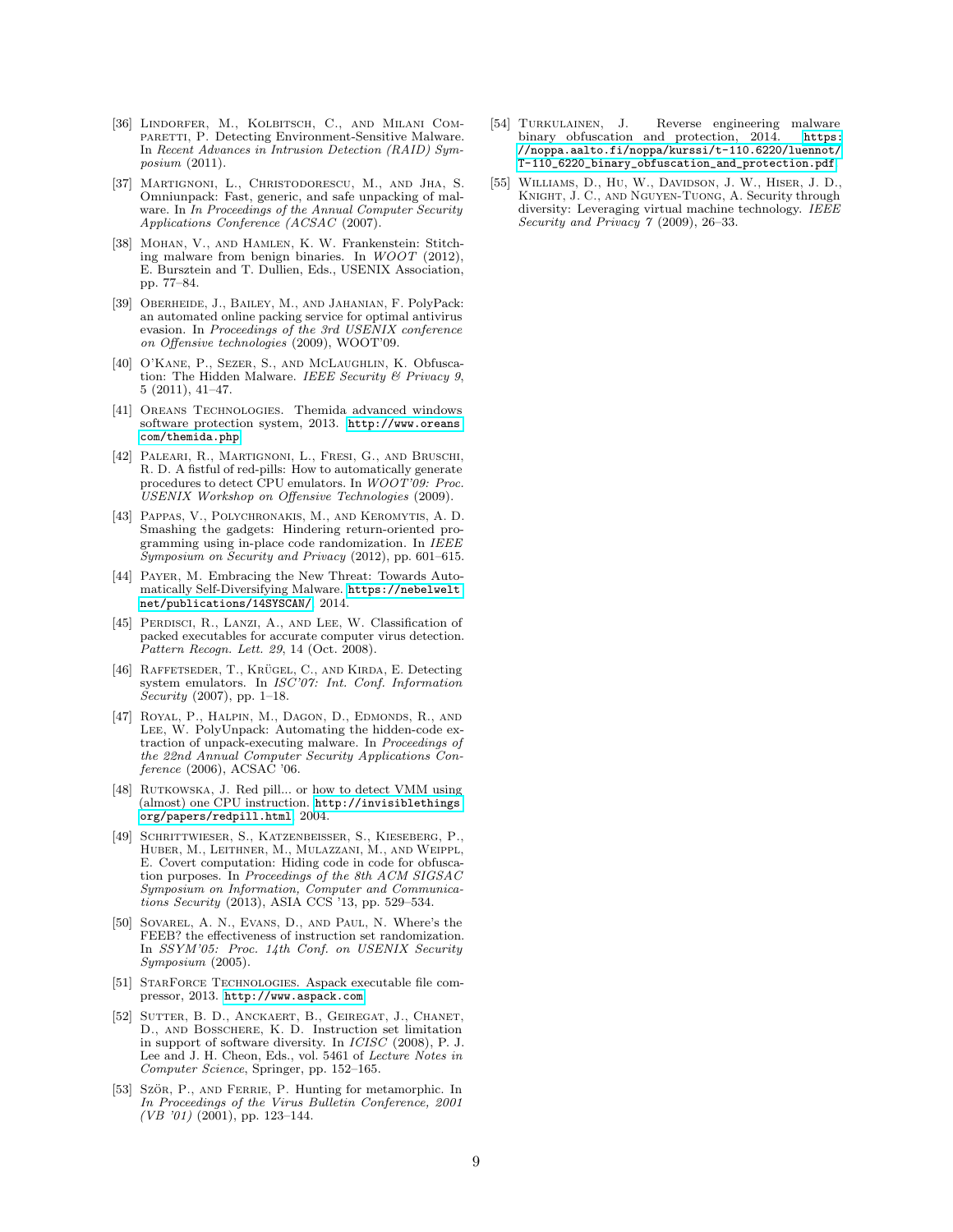[36] Lindorfer, M., Kolbitsch, C., and Milani Comparetti, P. Detecting Environment-Sensitive Malware. In *Recent Advances in Intrusion Detection (RAID) Symposium* (2011).

[37] Martignoni, L., Christodorescu, M., and Jha, S. Omniunpack: Fast, generic, and safe unpacking of malware. In *In Proceedings of the Annual Computer Security Applications Conference (ACSAC* (2007).

[38] Mohan, V., and Hamlen, K. W. Frankenstein: Stitching malware from benign binaries. In *WOOT* (2012), E. Bursztein and T. Dullien, Eds., USENIX Association, pp. 77–84.

[39] Oberheide, J., Bailey, M., and Jahanian, F. PolyPack: an automated online packing service for optimal antivirus evasion. In *Proceedings of the 3rd USENIX conference on Offensive technologies* (2009), WOOT'09.

[40] O'Kane, P., Sezer, S., and McLaughlin, K. Obfuscation: The Hidden Malware. *IEEE Security & Privacy 9*, 5 (2011), 41–47.

[41] Oreans Technologies. Themida advanced windows software protection system, 2013. http://www.oreans.com/themida.php.

[42] Paleari, R., Martignoni, L., Fresi, G., and Bruschi, R. D. A fistful of red-pills: How to automatically generate procedures to detect CPU emulators. In *WOOT'09: Proc. USENIX Workshop on Offensive Technologies* (2009).

[43] Pappas, V., Polychronakis, M., and Keromytis, A. D. Smashing the gadgets: Hindering return-oriented programming using in-place code randomization. In *IEEE Symposium on Security and Privacy* (2012), pp. 601–615.

[44] Payer, M. Embracing the New Threat: Towards Automatically Self-Diversifying Malware. https://nebelwelt.net/publications/14SYSCAN/, 2014.

[45] Perdisci, R., Lanzi, A., and Lee, W. Classification of packed executables for accurate computer virus detection. *Pattern Recogn. Lett. 29*, 14 (Oct. 2008).

[46] Raffetseder, T., Krügel, C., and Kirda, E. Detecting system emulators. In *ISC'07: Int. Conf. Information Security* (2007), pp. 1–18.

[47] Royal, P., Halpin, M., Dagon, D., Edmonds, R., and Lee, W. PolyUnpack: Automating the hidden-code extraction of unpack-executing malware. In *Proceedings of the 22nd Annual Computer Security Applications Conference* (2006), ACSAC '06.

[48] Rutkowska, J. Red pill... or how to detect VMM using (almost) one CPU instruction. http://invisiblethings.org/papers/redpill.html, 2004.

[49] Schrittwieser, S., Katzenbeisser, S., Kieseberg, P., Huber, M., Leithner, M., Mulazzani, M., and Weippl, E. Covert computation: Hiding code in code for obfuscation purposes. In *Proceedings of the 8th ACM SIGSAC Symposium on Information, Computer and Communications Security* (2013), ASIA CCS '13, pp. 529–534.

[50] Sovarel, A. N., Evans, D., and Paul, N. Where's the FEEB? the effectiveness of instruction set randomization. In *SSYM'05: Proc. 14th Conf. on USENIX Security Symposium* (2005).

[51] StarForce Technologies. Aspack executable file compressor, 2013. http://www.aspack.com.

[52] Sutter, B. D., Anckaert, B., Geiregat, J., Chanet, D., and Bosschere, K. D. Instruction set limitation in support of software diversity. In *ICISC* (2008), P. J. Lee and J. H. Cheon, Eds., vol. 5461 of *Lecture Notes in Computer Science*, Springer, pp. 152–165.

[53] Ször, P., and Ferrie, P. Hunting for metamorphic. In *In Proceedings of the Virus Bulletin Conference, 2001 (VB '01)* (2001), pp. 123–144.

[54] Turkulainen, J. Reverse engineering malware binary obfuscation and protection, 2014. https://noppa.aalto.fi/noppa/kurssi/t-110.6220/luennot/T-110_6220_binary_obfuscation_and_protection.pdf.

[55] Williams, D., Hu, W., Davidson, J. W., Hiser, J. D., Knight, J. C., and Nguyen-Tuong, A. Security through diversity: Leveraging virtual machine technology. *IEEE Security and Privacy 7* (2009), 26–33.